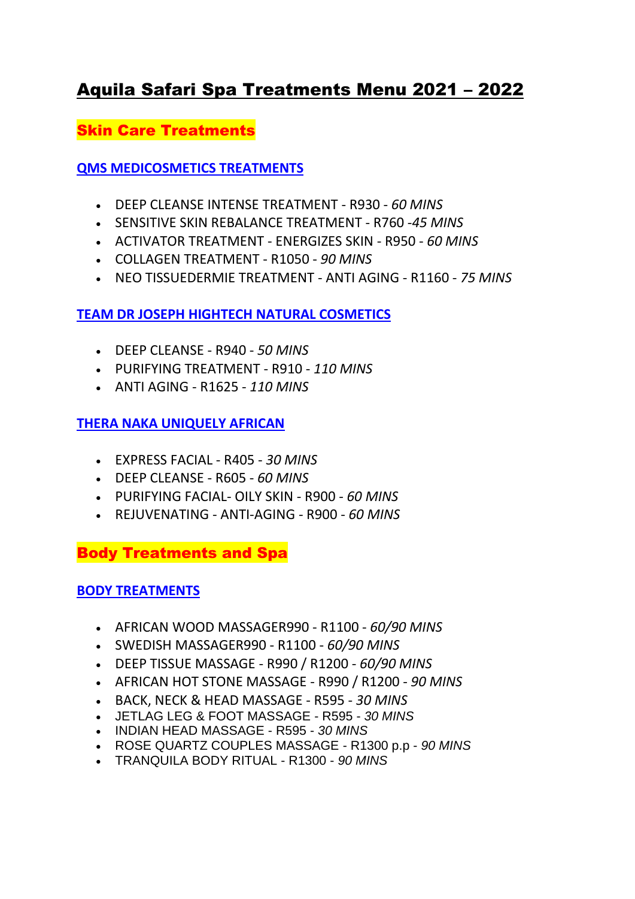# Aquila Safari Spa Treatments Menu 2021 – 2022

## Skin Care Treatments

### QMS MEDICOSMETICS TREATMENTS

- DEEP CLEANSE INTENSE TREATMENT - R930 - *60 MINS*
- SENSITIVE SKIN REBALANCE TREATMENT - R760 -*45 MINS*
- ACTIVATOR TREATMENT - ENERGIZES SKIN - R950 - *60 MINS*
- COLLAGEN TREATMENT - R1050 - *90 MINS*
- NEO TISSUEDERMIE TREATMENT - ANTI AGING - R1160 - *75 MINS*

### TEAM DR JOSEPH HIGHTECH NATURAL COSMETICS

- DEEP CLEANSE - R940 - *50 MINS*
- PURIFYING TREATMENT - R910 - *110 MINS*
- ANTI AGING - R1625 - *110 MINS*

### THERA NAKA UNIQUELY AFRICAN

- EXPRESS FACIAL - R405 - *30 MINS*
- DEEP CLEANSE - R605 - *60 MINS*
- PURIFYING FACIAL- OILY SKIN - R900 - *60 MINS*
- REJUVENATING - ANTI-AGING - R900 - *60 MINS*

## Body Treatments and Spa

### BODY TREATMENTS

- AFRICAN WOOD MASSAGER990 - R1100 - *60/90 MINS*
- SWEDISH MASSAGER990 - R1100 - *60/90 MINS*
- DEEP TISSUE MASSAGE - R990 / R1200 - *60/90 MINS*
- AFRICAN HOT STONE MASSAGE - R990 / R1200 - *90 MINS*
- BACK, NECK & HEAD MASSAGE - R595 - *30 MINS*
- JETLAG LEG & FOOT MASSAGE - R595 - *30 MINS*
- INDIAN HEAD MASSAGE - R595 - *30 MINS*
- ROSE QUARTZ COUPLES MASSAGE - R1300 p.p - *90 MINS*
- TRANQUILA BODY RITUAL - R1300 - *90 MINS*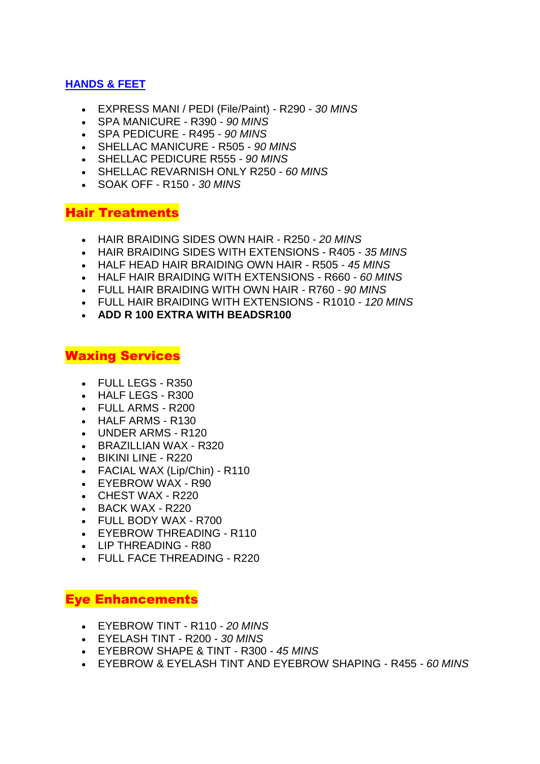## HANDS & FEET

- EXPRESS MANI / PEDI (File/Paint) - R290 - *30 MINS*
- SPA MANICURE - R390 - *90 MINS*
- SPA PEDICURE - R495 - *90 MINS*
- SHELLAC MANICURE - R505 - *90 MINS*
- SHELLAC PEDICURE R555 - *90 MINS*
- SHELLAC REVARNISH ONLY R250 - *60 MINS*
- SOAK OFF - R150 - *30 MINS*

## Hair Treatments

- HAIR BRAIDING SIDES OWN HAIR - R250 - *20 MINS*
- HAIR BRAIDING SIDES WITH EXTENSIONS - R405 - *35 MINS*
- HALF HEAD HAIR BRAIDING OWN HAIR - R505 - *45 MINS*
- HALF HAIR BRAIDING WITH EXTENSIONS - R660 - *60 MINS*
- FULL HAIR BRAIDING WITH OWN HAIR - R760 - *90 MINS*
- FULL HAIR BRAIDING WITH EXTENSIONS - R1010 - *120 MINS*
- **ADD R 100 EXTRA WITH BEADSR100**

## Waxing Services

- FULL LEGS - R350
- HALF LEGS - R300
- FULL ARMS - R200
- HALF ARMS - R130
- UNDER ARMS - R120
- BRAZILLIAN WAX - R320
- BIKINI LINE - R220
- FACIAL WAX (Lip/Chin) - R110
- EYEBROW WAX - R90
- CHEST WAX - R220
- BACK WAX - R220
- FULL BODY WAX - R700
- EYEBROW THREADING - R110
- LIP THREADING - R80
- FULL FACE THREADING - R220

## Eye Enhancements

- EYEBROW TINT - R110 - *20 MINS*
- EYELASH TINT - R200 - *30 MINS*
- EYEBROW SHAPE & TINT - R300 - *45 MINS*
- EYEBROW & EYELASH TINT AND EYEBROW SHAPING - R455 - *60 MINS*